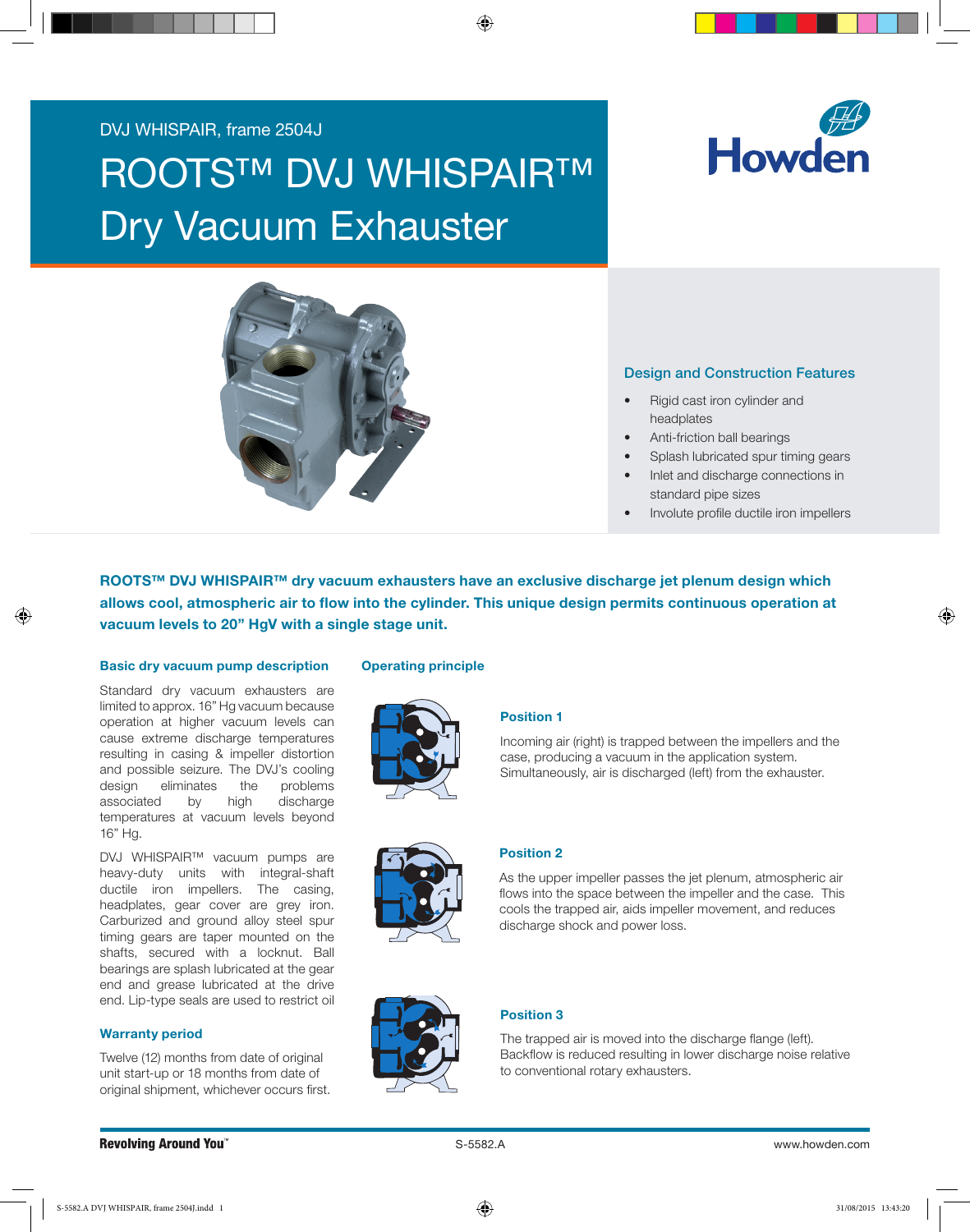DVJ WHISPAIR, frame 2504J

# ROOTS™ DVJ WHISPAIR™ Dry Vacuum Exhauster

## Design and Construction Features

- Rigid cast iron cylinder and headplates
- Anti-friction ball bearings
- Splash lubricated spur timing gears
- Inlet and discharge connections in standard pipe sizes
- Involute profile ductile iron impellers

**ROOTS™ DVJ WHISPAIR™ dry vacuum exhausters have an exclusive discharge jet plenum design which allows cool, atmospheric air to flow into the cylinder. This unique design permits continuous operation at vacuum levels to 20" HgV with a single stage unit.**

### Basic dry vacuum pump description

Standard dry vacuum exhausters are limited to approx. 16" Hg vacuum because operation at higher vacuum levels can cause extreme discharge temperatures resulting in casing & impeller distortion and possible seizure. The DVJ's cooling design eliminates the problems associated by high discharge temperatures at vacuum levels beyond 16" Hg.

DVJ WHISPAIR™ vacuum pumps are heavy-duty units with integral-shaft ductile iron impellers. The casing, headplates, gear cover are grey iron. Carburized and ground alloy steel spur timing gears are taper mounted on the shafts, secured with a locknut. Ball bearings are splash lubricated at the gear end and grease lubricated at the drive end. Lip-type seals are used to restrict oil

### Warranty period

Twelve (12) months from date of original unit start-up or 18 months from date of original shipment, whichever occurs first.

### Operating principle

#### Position 1

Incoming air (right) is trapped between the impellers and the case, producing a vacuum in the application system. Simultaneously, air is discharged (left) from the exhauster.

#### Position 2

As the upper impeller passes the jet plenum, atmospheric air flows into the space between the impeller and the case. This cools the trapped air, aids impeller movement, and reduces discharge shock and power loss.

#### Position 3

The trapped air is moved into the discharge flange (left). Backflow is reduced resulting in lower discharge noise relative to conventional rotary exhausters.

Revolving Around You™ S-5582.A www.howden.com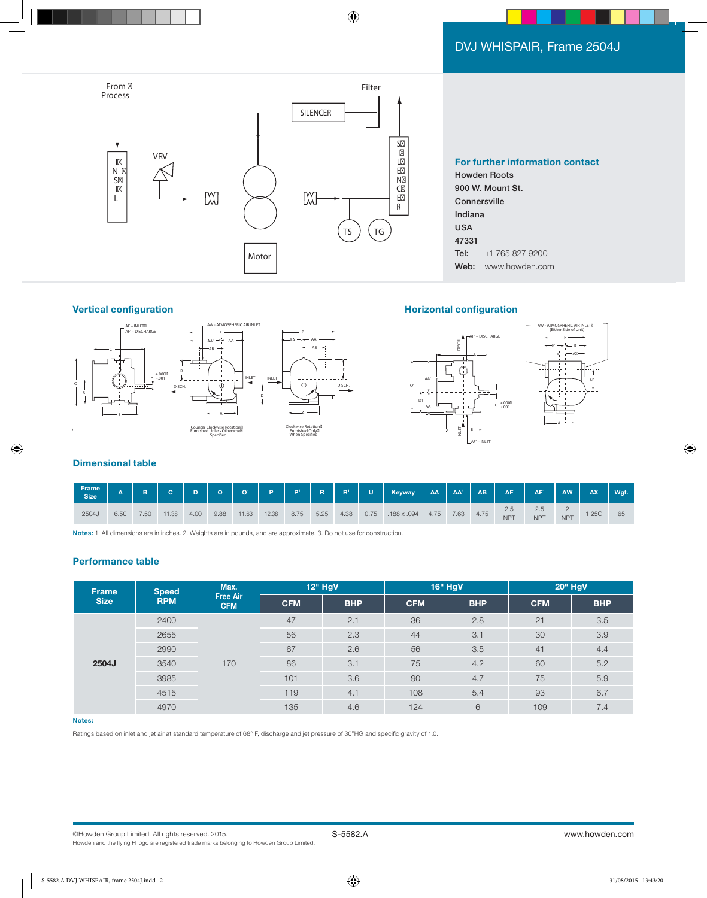## DVJ WHISPAIR, Frame 2504J

From Process

Filter

SILENCER

VRV

INLET SILENCER

Motor

TS

TG

**For further information contact**

**Howden Roots**
**900 W. Mount St.**
**Connersville**
**Indiana**
**USA**
**47331**
**Tel:** +1 765 827 9200
**Web:** www.howden.com

### Vertical configuration

AF – INLET
AF' – DISCHARGE

AW - ATMOSPHERIC AIR INLET

Counter Clockwise Rotation Furnished Unless Otherwise Specified

Clockwise Rotation Furnished Only When Specified

### Horizontal configuration

AF' – DISCHARGE

AW - ATMOSPHERIC AIR INLET (Either Side of Unit)

AF' – INLET

### Dimensional table

| Frame Size | A | B | C | D | O | O¹ | P | P¹ | R | R¹ | U | Keyway | AA | AA¹ | AB | AF | AF¹ | AW | AX | Wgt. |
|---|---|---|---|---|---|---|---|---|---|---|---|---|---|---|---|---|---|---|---|---|
| 2504J | 6.50 | 7.50 | 11.38 | 4.00 | 9.88 | 11.63 | 12.38 | 8.75 | 5.25 | 4.38 | 0.75 | .188 x .094 | 4.75 | 7.63 | 4.75 | 2.5 NPT | 2.5 NPT | 2 NPT | 1.25G | 65 |

**Notes:** 1. All dimensions are in inches. 2. Weights are in pounds, and are approximate. 3. Do not use for construction.

### Performance table

| Frame Size | Speed RPM | Max. Free Air CFM | 12" HgV | | 16" HgV | | 20" HgV | |
|---|---|---|---|---|---|---|---|---|
| | | | CFM | BHP | CFM | BHP | CFM | BHP |
| 2504J | 2400 | 170 | 47 | 2.1 | 36 | 2.8 | 21 | 3.5 |
| | 2655 | | 56 | 2.3 | 44 | 3.1 | 30 | 3.9 |
| | 2990 | | 67 | 2.6 | 56 | 3.5 | 41 | 4.4 |
| | 3540 | | 86 | 3.1 | 75 | 4.2 | 60 | 5.2 |
| | 3985 | | 101 | 3.6 | 90 | 4.7 | 75 | 5.9 |
| | 4515 | | 119 | 4.1 | 108 | 5.4 | 93 | 6.7 |
| | 4970 | | 135 | 4.6 | 124 | 6 | 109 | 7.4 |

**Notes:**

Ratings based on inlet and jet air at standard temperature of 68° F, discharge and jet pressure of 30"HG and specific gravity of 1.0.

©Howden Group Limited. All rights reserved. 2015.
Howden and the flying H logo are registered trade marks belonging to Howden Group Limited.

S-5582.A

www.howden.com